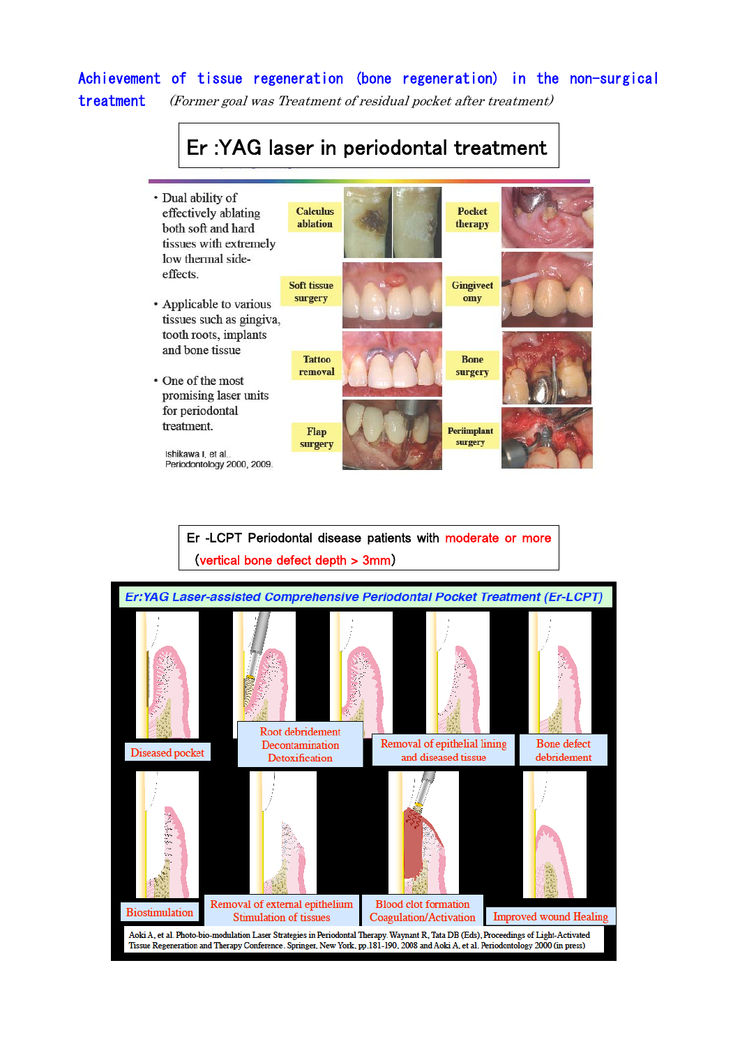# Achievement of tissue regeneration (bone regeneration) in the non-surgical treatment

*(Former goal was Treatment of residual pocket after treatment)*

## Er :YAG laser in periodontal treatment

- Dual ability of effectively ablating both soft and hard tissues with extremely low thermal side-effects.
- Applicable to various tissues such as gingiva, tooth roots, implants and bone tissue
- One of the most promising laser units for periodontal treatment.

Ishikawa I, et al.. Periodontology 2000, 2009.

Calculus ablation | Pocket therapy | Soft tissue surgery | Gingivectomy | Tattoo removal | Bone surgery | Flap surgery | Periimplant surgery

## Er -LCPT Periodontal disease patients with moderate or more (vertical bone defect depth > 3mm)

### Er:YAG Laser-assisted Comprehensive Periodontal Pocket Treatment (Er-LCPT)

1. Diseased pocket
2. Root debridement / Decontamination / Detoxification
3. Removal of epithelial lining and diseased tissue
4. Bone defect debridement
5. Biostimulation
6. Removal of external epithelium / Stimulation of tissues
7. Blood clot formation / Coagulation/Activation
8. Improved wound Healing

Aoki A, et al. Photo-bio-modulation Laser Strategies in Periodontal Therapy. Waynant R, Tata DB (Eds), Proceedings of Light-Activated Tissue Regeneration and Therapy Conference. Springer, New York, pp.181-190, 2008 and Aoki A, et al. Periodontology 2000 (in press)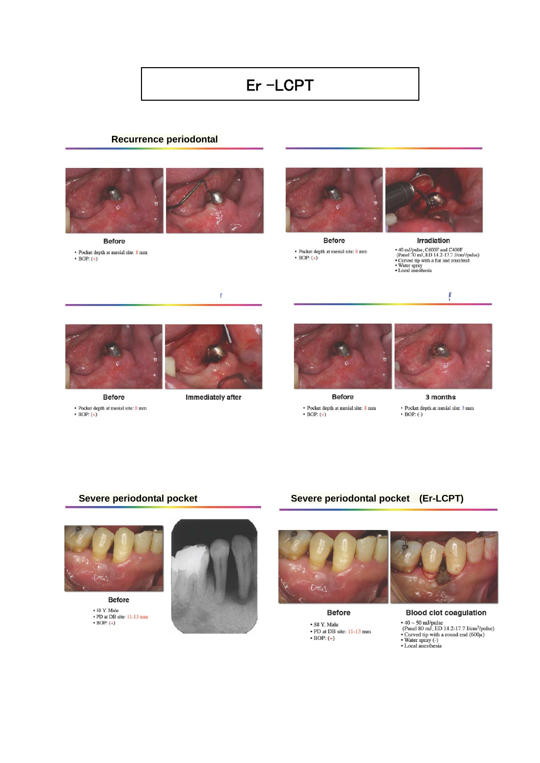# Er -LCPT

## Recurrence periodontal

**Before**

- Pocket depth at mesial site: 8 mm
- BOP: (+)

**Before**

- Pocket depth at mesial site: 8 mm
- BOP: (+)

**Irradiation**

- 40 mJ/pulse, C600F and C400F (Panel 70 mJ, ED 14.2-17.7 J/cm²/pulse)
- Curved tip with a flat and round end
- Water spray
- Local anesthesia

**Before**

- Pocket depth at mesial site: 8 mm
- BOP: (+)

**Immediately after**

**Before**

- Pocket depth at mesial site: 8 mm
- BOP: (+)

**3 months**

- Pocket depth at mesial site: 3 mm
- BOP: (-)

## Severe periodontal pocket

**Before**

- 58 Y. Male
- PD at DB site: 11-13 mm
- BOP: (+)

## Severe periodontal pocket (Er-LCPT)

**Before**

- 58 Y. Male
- PD at DB site: 11-13 mm
- BOP: (+)

**Blood clot coagulation**

- 40 ~ 50 mJ/pulse (Panel 80 mJ, ED 14.2-17.7 J/cm²/pulse)
- Curved tip with a round end (600μ)
- Water spray (-)
- Local anesthesia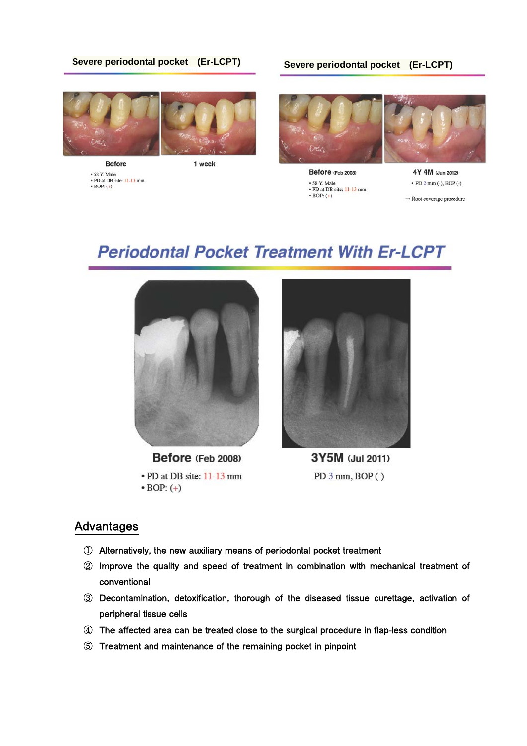**Severe periodontal pocket (Er-LCPT)**

Before

- 58 Y. Male
- PD at DB site: 11-13 mm
- BOP: (+)

1 week

**Severe periodontal pocket (Er-LCPT)**

Before (Feb 2008)

- 58 Y. Male
- PD at DB site: 11-13 mm
- BOP: (+)

4Y 4M (Jun 2012)

- PD 2 mm (-), BOP (-)

→ Root coverage procedure

## *Periodontal Pocket Treatment With Er-LCPT*

**Before** (Feb 2008)

- PD at DB site: 11-13 mm
- BOP: (+)

**3Y5M** (Jul 2011)

PD 3 mm, BOP (-)

### Advantages

① Alternatively, the new auxiliary means of periodontal pocket treatment

② Improve the quality and speed of treatment in combination with mechanical treatment of conventional

③ Decontamination, detoxification, thorough of the diseased tissue curettage, activation of peripheral tissue cells

④ The affected area can be treated close to the surgical procedure in flap-less condition

⑤ Treatment and maintenance of the remaining pocket in pinpoint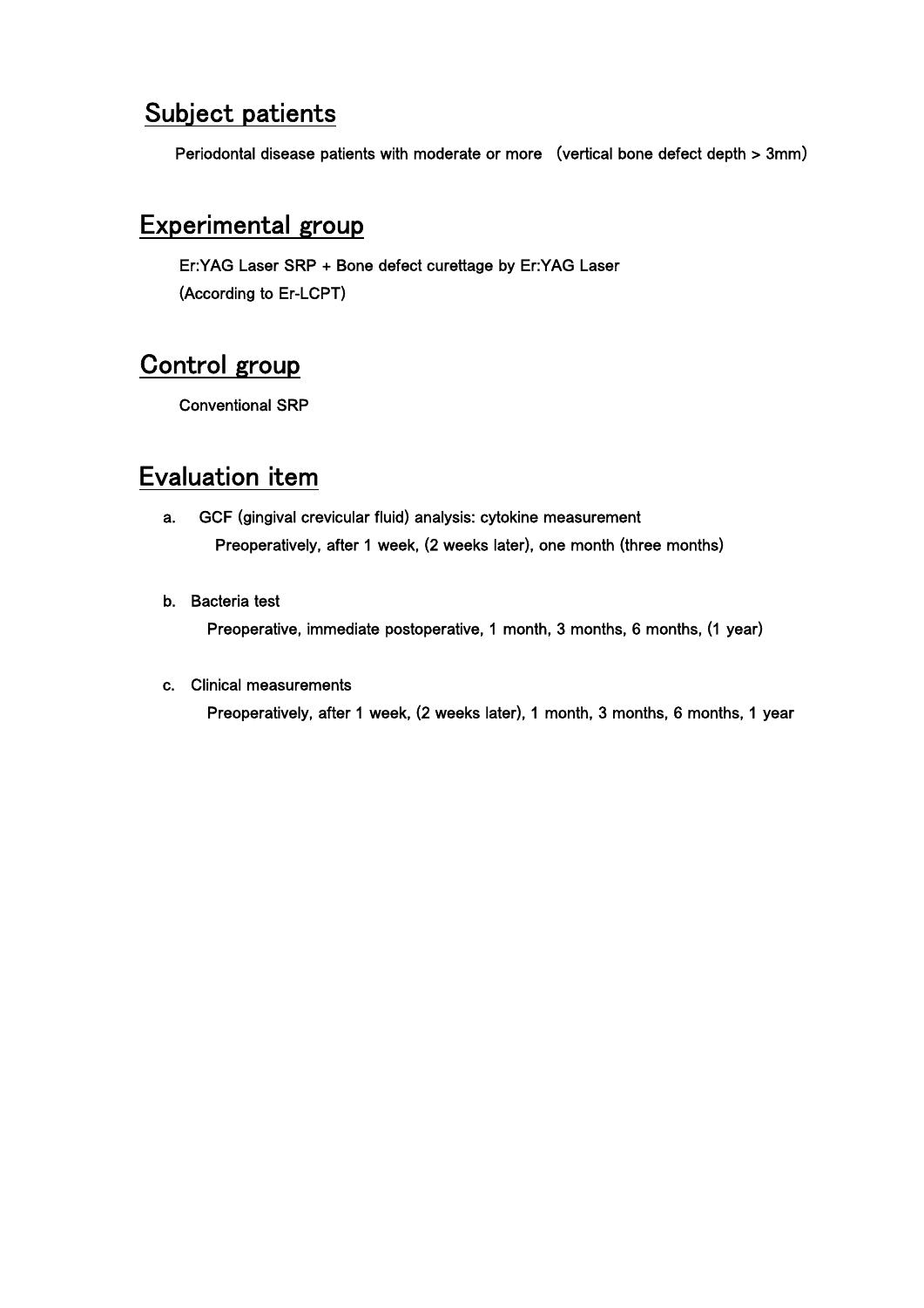## Subject patients

Periodontal disease patients with moderate or more (vertical bone defect depth > 3mm)

## Experimental group

Er:YAG Laser SRP + Bone defect curettage by Er:YAG Laser
(According to Er-LCPT)

## Control group

Conventional SRP

## Evaluation item

a. GCF (gingival crevicular fluid) analysis: cytokine measurement
   Preoperatively, after 1 week, (2 weeks later), one month (three months)

b. Bacteria test
   Preoperative, immediate postoperative, 1 month, 3 months, 6 months, (1 year)

c. Clinical measurements
   Preoperatively, after 1 week, (2 weeks later), 1 month, 3 months, 6 months, 1 year